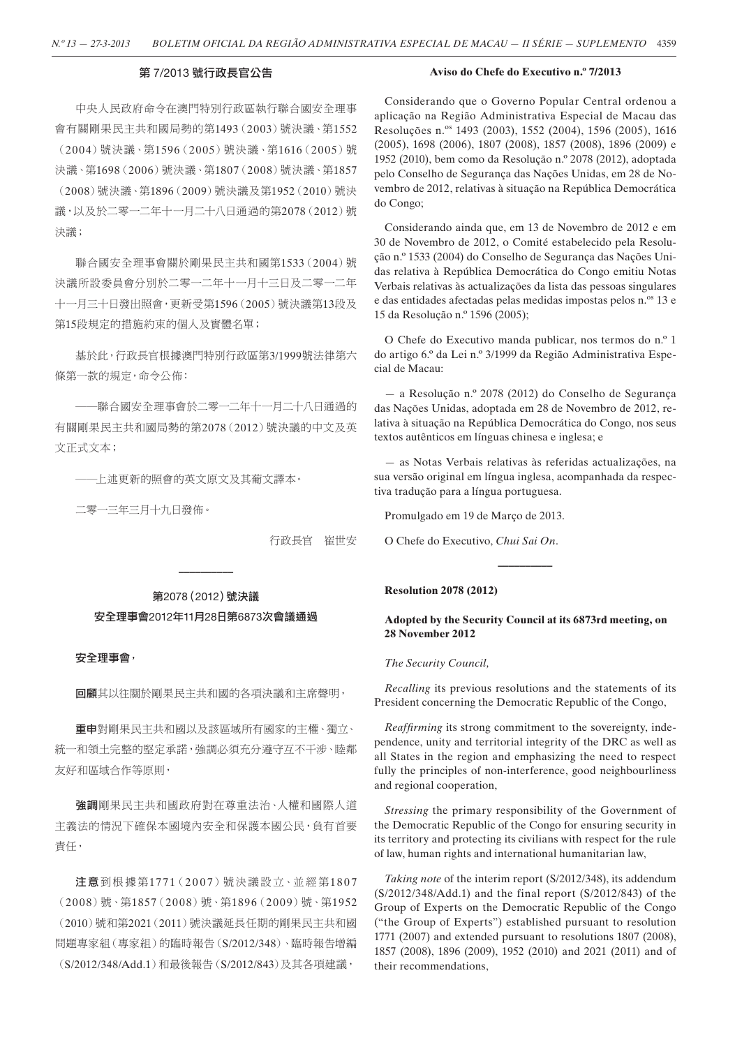## 第 7/2013 號行政長官公告

中央人民政府命令在澳門特別行政區執行聯合國安全理事會有關剛果民主共和國局勢的第1493（2003）號決議、第1552（2004）號決議、第1596（2005）號決議、第1616（2005）號決議、第1698（2006）號決議、第1807（2008）號決議、第1857（2008）號決議、第1896（2009）號決議及第1952（2010）號決議，以及於二零一二年十一月二十八日通過的第2078（2012）號決議；

聯合國安全理事會關於剛果民主共和國第1533（2004）號決議所設委員會分別於二零一二年十一月十三日及二零一二年十一月三十日發出照會，更新受第1596（2005）號決議第13段及第15段規定的措施約束的個人及實體名單；

基於此，行政長官根據澳門特別行政區第3/1999號法律第六條第一款的規定，命令公佈：

——聯合國安全理事會於二零一二年十一月二十八日通過的有關剛果民主共和國局勢的第2078（2012）號決議的中文及英文正式文本；

——上述更新的照會的英文原文及其葡文譯本。

二零一三年三月十九日發佈。

行政長官　崔世安

## Aviso do Chefe do Executivo n.º 7/2013

Considerando que o Governo Popular Central ordenou a aplicação na Região Administrativa Especial de Macau das Resoluções n.os 1493 (2003), 1552 (2004), 1596 (2005), 1616 (2005), 1698 (2006), 1807 (2008), 1857 (2008), 1896 (2009) e 1952 (2010), bem como da Resolução n.º 2078 (2012), adoptada pelo Conselho de Segurança das Nações Unidas, em 28 de Novembro de 2012, relativas à situação na República Democrática do Congo;

Considerando ainda que, em 13 de Novembro de 2012 e em 30 de Novembro de 2012, o Comité estabelecido pela Resolução n.º 1533 (2004) do Conselho de Segurança das Nações Unidas relativa à República Democrática do Congo emitiu Notas Verbais relativas às actualizações da lista das pessoas singulares e das entidades afectadas pelas medidas impostas pelos n.os 13 e 15 da Resolução n.º 1596 (2005);

O Chefe do Executivo manda publicar, nos termos do n.º 1 do artigo 6.º da Lei n.º 3/1999 da Região Administrativa Especial de Macau:

— a Resolução n.º 2078 (2012) do Conselho de Segurança das Nações Unidas, adoptada em 28 de Novembro de 2012, relativa à situação na República Democrática do Congo, nos seus textos autênticos em línguas chinesa e inglesa; e

— as Notas Verbais relativas às referidas actualizações, na sua versão original em língua inglesa, acompanhada da respectiva tradução para a língua portuguesa.

Promulgado em 19 de Março de 2013.

O Chefe do Executivo, *Chui Sai On*.

---

## 第2078（2012）號決議

### 安全理事會2012年11月28日第6873次會議通過

**安全理事會，**

**回顧**其以往關於剛果民主共和國的各項決議和主席聲明，

**重申**對剛果民主共和國以及該區域所有國家的主權、獨立、統一和領土完整的堅定承諾，強調必須充分遵守互不干涉、睦鄰友好和區域合作等原則，

**強調**剛果民主共和國政府對在尊重法治、人權和國際人道主義法的情況下確保本國境內安全和保護本國公民，負有首要責任，

**注意**到根據第1771（2007）號決議設立、並經第1807（2008）號、第1857（2008）號、第1896（2009）號、第1952（2010）號和第2021（2011）號決議延長任期的剛果民主共和國問題專家組（專家組）的臨時報告（S/2012/348）、臨時報告增編（S/2012/348/Add.1）和最後報告（S/2012/843）及其各項建議，

## Resolution 2078 (2012)

### Adopted by the Security Council at its 6873rd meeting, on 28 November 2012

*The Security Council,*

*Recalling* its previous resolutions and the statements of its President concerning the Democratic Republic of the Congo,

*Reaffirming* its strong commitment to the sovereignty, independence, unity and territorial integrity of the DRC as well as all States in the region and emphasizing the need to respect fully the principles of non-interference, good neighbourliness and regional cooperation,

*Stressing* the primary responsibility of the Government of the Democratic Republic of the Congo for ensuring security in its territory and protecting its civilians with respect for the rule of law, human rights and international humanitarian law,

*Taking note* of the interim report (S/2012/348), its addendum (S/2012/348/Add.1) and the final report (S/2012/843) of the Group of Experts on the Democratic Republic of the Congo ("the Group of Experts") established pursuant to resolution 1771 (2007) and extended pursuant to resolutions 1807 (2008), 1857 (2008), 1896 (2009), 1952 (2010) and 2021 (2011) and of their recommendations,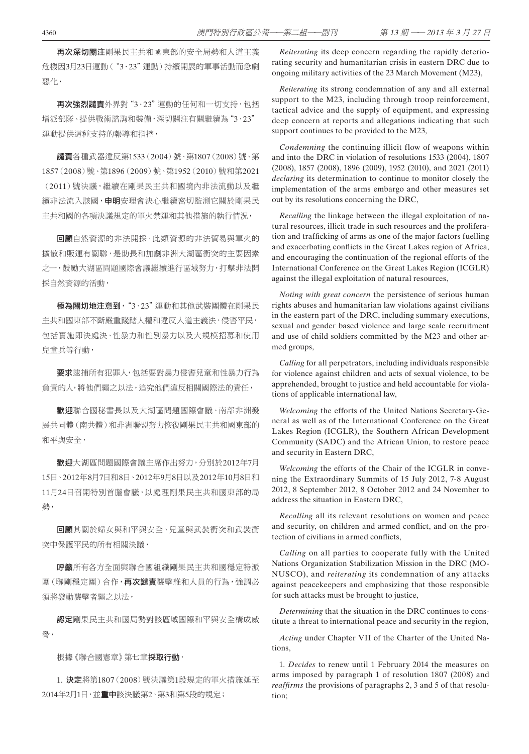**再次深切關注**剛果民主共和國東部的安全局勢和人道主義危機因3月23日運動（"3·23"運動）持續開展的軍事活動而急劇惡化，

**再次強烈譴責**外界對"3·23"運動的任何和一切支持，包括增派部隊、提供戰術諮詢和裝備，深切關注有關繼續為"3·23"運動提供這種支持的報導和指控，

**譴責**各種武器違反第1533（2004）號、第1807（2008）號、第1857（2008）號、第1896（2009）號、第1952（2010）號和第2021（2011）號決議，繼續在剛果民主共和國境內非法流動以及繼續非法流入該國，**申明**安理會決心繼續密切監測它關於剛果民主共和國的各項決議規定的軍火禁運和其他措施的執行情況，

**回顧**自然資源的非法開採、此類資源的非法貿易與軍火的擴散和販運有關聯，是助長和加劇非洲大湖區衝突的主要因素之一，鼓勵大湖區問題國際會議繼續進行區域努力，打擊非法開採自然資源的活動，

**極為關切地注意到**，"3·23"運動和其他武裝團體在剛果民主共和國東部不斷嚴重踐踏人權和違反人道主義法，侵害平民，包括實施即決處決、性暴力和性別暴力以及大規模招募和使用兒童兵等行動，

**要求**逮捕所有犯罪人，包括要對暴力侵害兒童和性暴力行為負責的人，將他們繩之以法，追究他們違反相關國際法的責任，

**歡迎**聯合國秘書長以及大湖區問題國際會議、南部非洲發展共同體（南共體）和非洲聯盟努力恢復剛果民主共和國東部的和平與安全，

**歡迎**大湖區問題國際會議主席作出努力，分別於2012年7月15日、2012年8月7日和8日、2012年9月8日以及2012年10月8日和11月24日召開特別首腦會議，以處理剛果民主共和國東部的局勢，

**回顧**其關於婦女與和平與安全、兒童與武裝衝突和武裝衝突中保護平民的所有相關決議，

**呼籲**所有各方全面與聯合國組織剛果民主共和國穩定特派團（聯剛穩定團）合作，**再次譴責**襲擊維和人員的行為，強調必須將發動襲擊者繩之以法，

**認定**剛果民主共和國局勢對該區域國際和平與安全構成威脅，

根據《聯合國憲章》第七章**採取行動**，

1. **決定**將第1807（2008）號決議第1段規定的軍火措施延至2014年2月1日，並**重申**該決議第2、第3和第5段的規定；

*Reiterating* its deep concern regarding the rapidly deteriorating security and humanitarian crisis in eastern DRC due to ongoing military activities of the 23 March Movement (M23),

*Reiterating* its strong condemnation of any and all external support to the M23, including through troop reinforcement, tactical advice and the supply of equipment, and expressing deep concern at reports and allegations indicating that such support continues to be provided to the M23,

*Condemning* the continuing illicit flow of weapons within and into the DRC in violation of resolutions 1533 (2004), 1807 (2008), 1857 (2008), 1896 (2009), 1952 (2010), and 2021 (2011) *declaring* its determination to continue to monitor closely the implementation of the arms embargo and other measures set out by its resolutions concerning the DRC,

*Recalling* the linkage between the illegal exploitation of natural resources, illicit trade in such resources and the proliferation and trafficking of arms as one of the major factors fuelling and exacerbating conflicts in the Great Lakes region of Africa, and encouraging the continuation of the regional efforts of the International Conference on the Great Lakes Region (ICGLR) against the illegal exploitation of natural resources,

*Noting with great concern* the persistence of serious human rights abuses and humanitarian law violations against civilians in the eastern part of the DRC, including summary executions, sexual and gender based violence and large scale recruitment and use of child soldiers committed by the M23 and other armed groups,

*Calling* for all perpetrators, including individuals responsible for violence against children and acts of sexual violence, to be apprehended, brought to justice and held accountable for violations of applicable international law,

*Welcoming* the efforts of the United Nations Secretary-General as well as of the International Conference on the Great Lakes Region (ICGLR), the Southern African Development Community (SADC) and the African Union, to restore peace and security in Eastern DRC,

*Welcoming* the efforts of the Chair of the ICGLR in convening the Extraordinary Summits of 15 July 2012, 7-8 August 2012, 8 September 2012, 8 October 2012 and 24 November to address the situation in Eastern DRC,

*Recalling* all its relevant resolutions on women and peace and security, on children and armed conflict, and on the protection of civilians in armed conflicts,

*Calling* on all parties to cooperate fully with the United Nations Organization Stabilization Mission in the DRC (MONUSCO), and *reiterating* its condemnation of any attacks against peacekeepers and emphasizing that those responsible for such attacks must be brought to justice,

*Determining* that the situation in the DRC continues to constitute a threat to international peace and security in the region,

*Acting* under Chapter VII of the Charter of the United Nations,

1. *Decides* to renew until 1 February 2014 the measures on arms imposed by paragraph 1 of resolution 1807 (2008) and *reaffirms* the provisions of paragraphs 2, 3 and 5 of that resolution;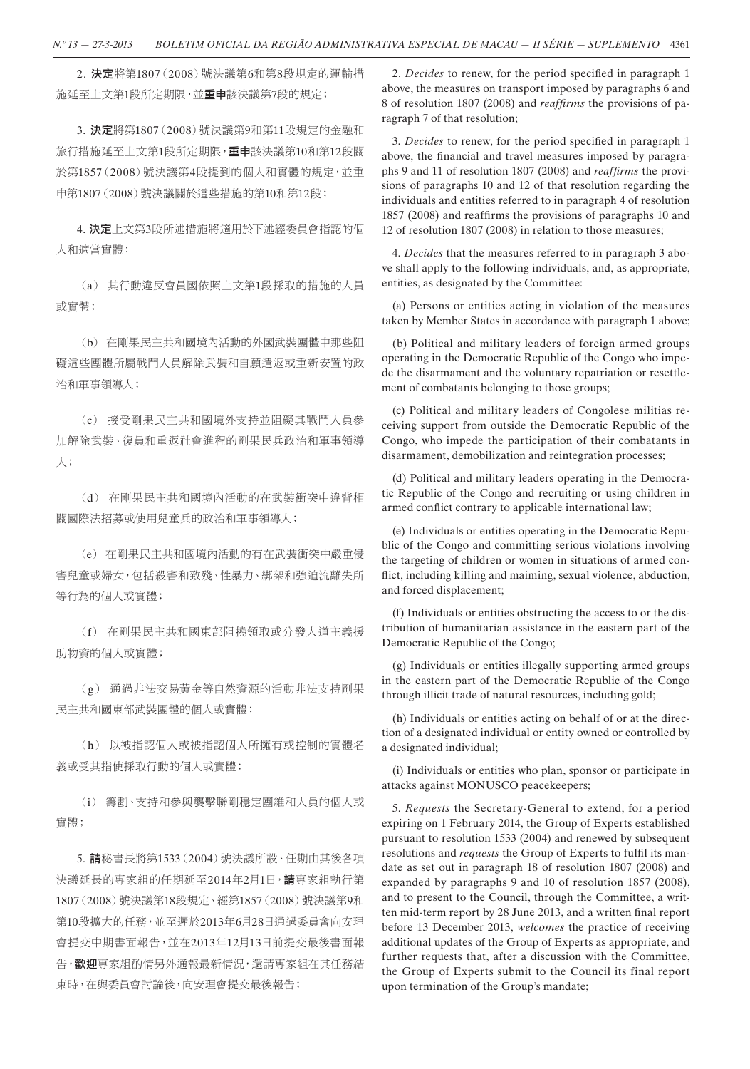2. **決定**將第1807（2008）號決議第6和第8段規定的運輸措施延至上文第1段所定期限，並**重申**該決議第7段的規定；

3. **決定**將第1807（2008）號決議第9和第11段規定的金融和旅行措施延至上文第1段所定期限，**重申**該決議第10和第12段關於第1857（2008）號決議第4段提到的個人和實體的規定，並重申第1807（2008）號決議關於這些措施的第10和第12段；

4. **決定**上文第3段所述措施將適用於下述經委員會指認的個人和適當實體：

（a） 其行動違反會員國依照上文第1段採取的措施的人員或實體；

（b） 在剛果民主共和國境內活動的外國武裝團體中那些阻礙這些團體所屬戰鬥人員解除武裝和自願遣返或重新安置的政治和軍事領導人；

（c） 接受剛果民主共和國境外支持並阻礙其戰鬥人員參加解除武裝、復員和重返社會進程的剛果民兵政治和軍事領導人；

（d） 在剛果民主共和國境內活動的在武裝衝突中違背相關國際法招募或使用兒童兵的政治和軍事領導人；

（e） 在剛果民主共和國境內活動的有在武裝衝突中嚴重侵害兒童或婦女，包括殺害和致殘、性暴力、綁架和強迫流離失所等行為的個人或實體；

（f） 在剛果民主共和國東部阻撓領取或分發人道主義援助物資的個人或實體；

（g） 通過非法交易黃金等自然資源的活動非法支持剛果民主共和國東部武裝團體的個人或實體；

（h） 以被指認個人或被指認個人所擁有或控制的實體名義或受其指使採取行動的個人或實體；

（i） 籌劃、支持和參與襲擊聯剛穩定團維和人員的個人或實體；

5. **請**秘書長將第1533（2004）號決議所設、任期由其後各項決議延長的專家組的任期延至2014年2月1日，**請**專家組執行第1807（2008）號決議第18段規定、經第1857（2008）號決議第9和第10段擴大的任務，並至遲於2013年6月28日通過委員會向安理會提交中期書面報告，並在2013年12月13日前提交最後書面報告，**歡迎**專家組酌情另外通報最新情況，還請專家組在其任務結束時，在與委員會討論後，向安理會提交最後報告；

2. *Decides* to renew, for the period specified in paragraph 1 above, the measures on transport imposed by paragraphs 6 and 8 of resolution 1807 (2008) and *reaffirms* the provisions of paragraph 7 of that resolution;

3. *Decides* to renew, for the period specified in paragraph 1 above, the financial and travel measures imposed by paragraphs 9 and 11 of resolution 1807 (2008) and *reaffirms* the provisions of paragraphs 10 and 12 of that resolution regarding the individuals and entities referred to in paragraph 4 of resolution 1857 (2008) and reaffirms the provisions of paragraphs 10 and 12 of resolution 1807 (2008) in relation to those measures;

4. *Decides* that the measures referred to in paragraph 3 above shall apply to the following individuals, and, as appropriate, entities, as designated by the Committee:

(a) Persons or entities acting in violation of the measures taken by Member States in accordance with paragraph 1 above;

(b) Political and military leaders of foreign armed groups operating in the Democratic Republic of the Congo who impede the disarmament and the voluntary repatriation or resettlement of combatants belonging to those groups;

(c) Political and military leaders of Congolese militias receiving support from outside the Democratic Republic of the Congo, who impede the participation of their combatants in disarmament, demobilization and reintegration processes;

(d) Political and military leaders operating in the Democratic Republic of the Congo and recruiting or using children in armed conflict contrary to applicable international law;

(e) Individuals or entities operating in the Democratic Republic of the Congo and committing serious violations involving the targeting of children or women in situations of armed conflict, including killing and maiming, sexual violence, abduction, and forced displacement;

(f) Individuals or entities obstructing the access to or the distribution of humanitarian assistance in the eastern part of the Democratic Republic of the Congo;

(g) Individuals or entities illegally supporting armed groups in the eastern part of the Democratic Republic of the Congo through illicit trade of natural resources, including gold;

(h) Individuals or entities acting on behalf of or at the direction of a designated individual or entity owned or controlled by a designated individual;

(i) Individuals or entities who plan, sponsor or participate in attacks against MONUSCO peacekeepers;

5. *Requests* the Secretary-General to extend, for a period expiring on 1 February 2014, the Group of Experts established pursuant to resolution 1533 (2004) and renewed by subsequent resolutions and *requests* the Group of Experts to fulfil its mandate as set out in paragraph 18 of resolution 1807 (2008) and expanded by paragraphs 9 and 10 of resolution 1857 (2008), and to present to the Council, through the Committee, a written mid-term report by 28 June 2013, and a written final report before 13 December 2013, *welcomes* the practice of receiving additional updates of the Group of Experts as appropriate, and further requests that, after a discussion with the Committee, the Group of Experts submit to the Council its final report upon termination of the Group's mandate;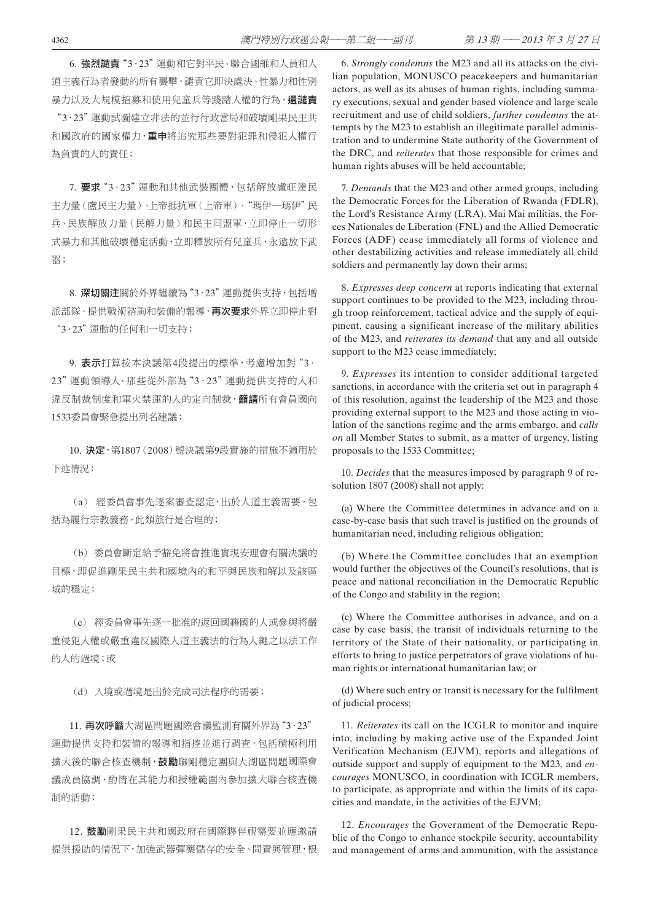6. **強烈譴責**“3·23”運動和它對平民、聯合國維和人員和人道主義行為者發動的所有襲擊，譴責它即決處決、性暴力和性別暴力以及大規模招募和使用兒童兵等踐踏人權的行為，**還譴責**“3·23”運動試圖建立非法的並行行政當局和破壞剛果民主共和國政府的國家權力，**重申**將追究那些要對犯罪和侵犯人權行為負責的人的責任；

7. **要求**“3·23”運動和其他武裝團體，包括解放盧旺達民主力量（盧民主力量）、上帝抵抗軍（上帝軍）、“瑪伊—瑪伊”民兵、民族解放力量（民解力量）和民主同盟軍，立即停止一切形式暴力和其他破壞穩定活動，立即釋放所有兒童兵，永遠放下武器；

8. **深切關注**關於外界繼續為“3·23”運動提供支持，包括增派部隊、提供戰術諮詢和裝備的報導，**再次要求**外界立即停止對“3·23”運動的任何和一切支持；

9. **表示**打算按本決議第4段提出的標準，考慮增加對“3·23”運動領導人、那些從外部為“3·23”運動提供支持的人和違反制裁制度和軍火禁運的人的定向制裁，**籲請**所有會員國向1533委員會緊急提出列名建議；

10. **決定**，第1807（2008）號決議第9段實施的措施不適用於下述情況：

（a） 經委員會事先逐案審查認定，出於人道主義需要，包括為履行宗教義務，此類旅行是合理的；

（b） 委員會斷定給予豁免將會推進實現安理會有關決議的目標，即促進剛果民主共和國境內的和平與民族和解以及該區域的穩定；

（c） 經委員會事先逐一批准的返回國籍國的人或參與將嚴重侵犯人權或嚴重違反國際人道主義法的行為人繩之以法工作的人的過境；或

（d） 入境或過境是出於完成司法程序的需要；

11. **再次呼籲**大湖區問題國際會議監測有關外界為“3·23”運動提供支持和裝備的報導和指控並進行調查，包括積極利用擴大後的聯合核查機制，**鼓勵**聯剛穩定團與大湖區問題國際會議成員協調，酌情在其能力和授權範圍內參加擴大聯合核查機制的活動；

12. **鼓勵**剛果民主共和國政府在國際夥伴視需要並應邀請提供援助的情況下，加強武器彈藥儲存的安全、問責與管理，根

6. *Strongly condemns* the M23 and all its attacks on the civilian population, MONUSCO peacekeepers and humanitarian actors, as well as its abuses of human rights, including summary executions, sexual and gender based violence and large scale recruitment and use of child soldiers, *further condemns* the attempts by the M23 to establish an illegitimate parallel administration and to undermine State authority of the Government of the DRC, and *reiterates* that those responsible for crimes and human rights abuses will be held accountable;

7. *Demands* that the M23 and other armed groups, including the Democratic Forces for the Liberation of Rwanda (FDLR), the Lord's Resistance Army (LRA), Mai Mai militias, the Forces Nationales de Liberation (FNL) and the Allied Democratic Forces (ADF) cease immediately all forms of violence and other destabilizing activities and release immediately all child soldiers and permanently lay down their arms;

8. *Expresses deep concern* at reports indicating that external support continues to be provided to the M23, including through troop reinforcement, tactical advice and the supply of equipment, causing a significant increase of the military abilities of the M23, and *reiterates its demand* that any and all outside support to the M23 cease immediately;

9. *Expresses* its intention to consider additional targeted sanctions, in accordance with the criteria set out in paragraph 4 of this resolution, against the leadership of the M23 and those providing external support to the M23 and those acting in violation of the sanctions regime and the arms embargo, and *calls on* all Member States to submit, as a matter of urgency, listing proposals to the 1533 Committee;

10. *Decides* that the measures imposed by paragraph 9 of resolution 1807 (2008) shall not apply:

(a) Where the Committee determines in advance and on a case-by-case basis that such travel is justified on the grounds of humanitarian need, including religious obligation;

(b) Where the Committee concludes that an exemption would further the objectives of the Council's resolutions, that is peace and national reconciliation in the Democratic Republic of the Congo and stability in the region;

(c) Where the Committee authorises in advance, and on a case by case basis, the transit of individuals returning to the territory of the State of their nationality, or participating in efforts to bring to justice perpetrators of grave violations of human rights or international humanitarian law; or

(d) Where such entry or transit is necessary for the fulfilment of judicial process;

11. *Reiterates* its call on the ICGLR to monitor and inquire into, including by making active use of the Expanded Joint Verification Mechanism (EJVM), reports and allegations of outside support and supply of equipment to the M23, and *encourages* MONUSCO, in coordination with ICGLR members, to participate, as appropriate and within the limits of its capacities and mandate, in the activities of the EJVM;

12. *Encourages* the Government of the Democratic Republic of the Congo to enhance stockpile security, accountability and management of arms and ammunition, with the assistance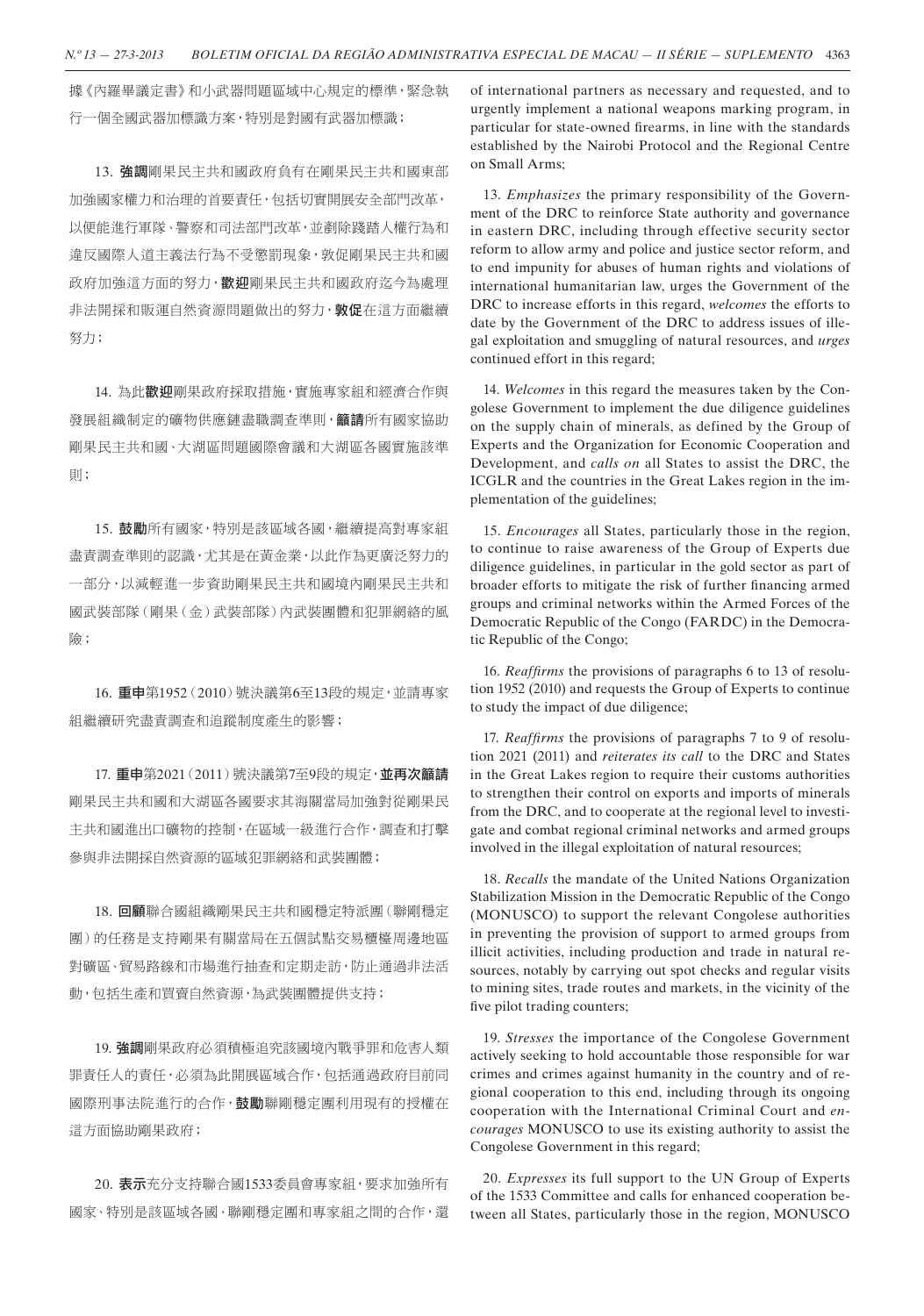據《內羅畢議定書》和小武器問題區域中心規定的標準，緊急執行一個全國武器加標識方案，特別是對國有武器加標識；

13. **強調**剛果民主共和國政府負有在剛果民主共和國東部加強國家權力和治理的首要責任，包括切實開展安全部門改革，以便能進行軍隊、警察和司法部門改革，並剷除踐踏人權行為和違反國際人道主義法行為不受懲罰現象，敦促剛果民主共和國政府加強這方面的努力，**歡迎**剛果民主共和國政府迄今為處理非法開採和販運自然資源問題做出的努力，**敦促**在這方面繼續努力；

14. 為此**歡迎**剛果政府採取措施，實施專家組和經濟合作與發展組織制定的礦物供應鏈盡職調查準則，**籲請**所有國家協助剛果民主共和國、大湖區問題國際會議和大湖區各國實施該準則；

15. **鼓勵**所有國家，特別是該區域各國，繼續提高對專家組盡責調查準則的認識，尤其是在黃金業，以此作為更廣泛努力的一部分，以減輕進一步資助剛果民主共和國境內剛果民主共和國武裝部隊（剛果（金）武裝部隊）內武裝團體和犯罪網絡的風險；

16. **重申**第1952（2010）號決議第6至13段的規定，並請專家組繼續研究盡責調查和追蹤制度產生的影響；

17. **重申**第2021（2011）號決議第7至9段的規定，**並再次籲請**剛果民主共和國和大湖區各國要求其海關當局加強對從剛果民主共和國進出口礦物的控制，在區域一級進行合作，調查和打擊參與非法開採自然資源的區域犯罪網絡和武裝團體；

18. **回顧**聯合國組織剛果民主共和國穩定特派團（聯剛穩定團）的任務是支持剛果有關當局在五個試點交易櫃檯周邊地區對礦區、貿易路線和市場進行抽查和定期走訪，防止通過非法活動，包括生產和買賣自然資源，為武裝團體提供支持；

19. **強調**剛果政府必須積極追究該國境內戰爭罪和危害人類罪責任人的責任，必須為此開展區域合作，包括通過政府目前同國際刑事法院進行的合作，**鼓勵**聯剛穩定團利用現有的授權在這方面協助剛果政府；

20. **表示**充分支持聯合國1533委員會專家組，要求加強所有國家、特別是該區域各國、聯剛穩定團和專家組之間的合作，還

of international partners as necessary and requested, and to urgently implement a national weapons marking program, in particular for state-owned firearms, in line with the standards established by the Nairobi Protocol and the Regional Centre on Small Arms;

13. *Emphasizes* the primary responsibility of the Government of the DRC to reinforce State authority and governance in eastern DRC, including through effective security sector reform to allow army and police and justice sector reform, and to end impunity for abuses of human rights and violations of international humanitarian law, urges the Government of the DRC to increase efforts in this regard, *welcomes* the efforts to date by the Government of the DRC to address issues of illegal exploitation and smuggling of natural resources, and *urges* continued effort in this regard;

14. *Welcomes* in this regard the measures taken by the Congolese Government to implement the due diligence guidelines on the supply chain of minerals, as defined by the Group of Experts and the Organization for Economic Cooperation and Development, and *calls on* all States to assist the DRC, the ICGLR and the countries in the Great Lakes region in the implementation of the guidelines;

15. *Encourages* all States, particularly those in the region, to continue to raise awareness of the Group of Experts due diligence guidelines, in particular in the gold sector as part of broader efforts to mitigate the risk of further financing armed groups and criminal networks within the Armed Forces of the Democratic Republic of the Congo (FARDC) in the Democratic Republic of the Congo;

16. *Reaffirms* the provisions of paragraphs 6 to 13 of resolution 1952 (2010) and requests the Group of Experts to continue to study the impact of due diligence;

17. *Reaffirms* the provisions of paragraphs 7 to 9 of resolution 2021 (2011) and *reiterates its call* to the DRC and States in the Great Lakes region to require their customs authorities to strengthen their control on exports and imports of minerals from the DRC, and to cooperate at the regional level to investigate and combat regional criminal networks and armed groups involved in the illegal exploitation of natural resources;

18. *Recalls* the mandate of the United Nations Organization Stabilization Mission in the Democratic Republic of the Congo (MONUSCO) to support the relevant Congolese authorities in preventing the provision of support to armed groups from illicit activities, including production and trade in natural resources, notably by carrying out spot checks and regular visits to mining sites, trade routes and markets, in the vicinity of the five pilot trading counters;

19. *Stresses* the importance of the Congolese Government actively seeking to hold accountable those responsible for war crimes and crimes against humanity in the country and of regional cooperation to this end, including through its ongoing cooperation with the International Criminal Court and *encourages* MONUSCO to use its existing authority to assist the Congolese Government in this regard;

20. *Expresses* its full support to the UN Group of Experts of the 1533 Committee and calls for enhanced cooperation between all States, particularly those in the region, MONUSCO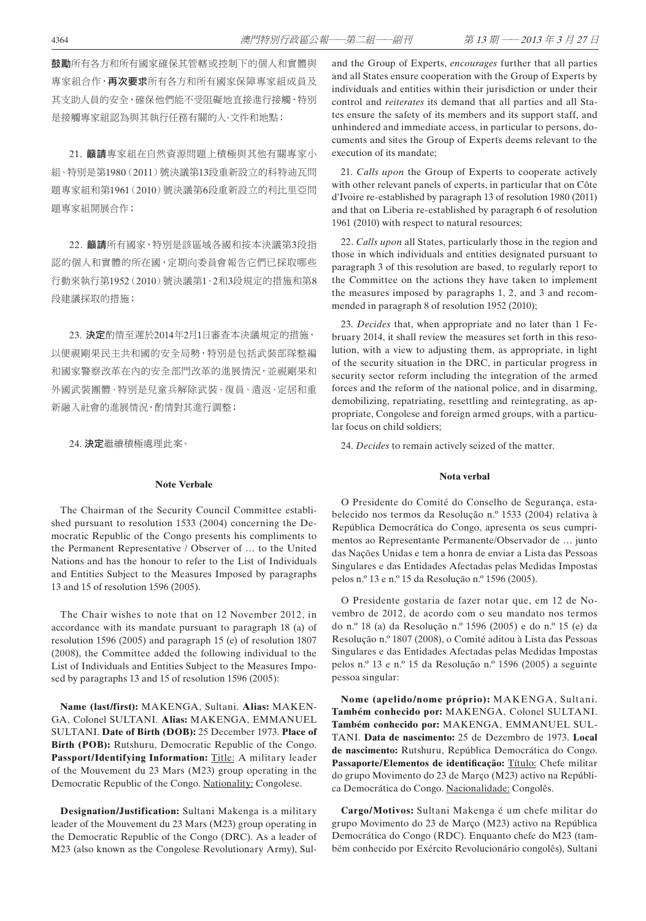**鼓勵**所有各方和所有國家確保其管轄或控制下的個人和實體與專家組合作，**再次要求**所有各方和所有國家保障專家組成員及其支助人員的安全，確保他們能不受阻礙地直接進行接觸，特別是接觸專家組認為與其執行任務有關的人、文件和地點；

21. **籲請**專家組在自然資源問題上積極與其他有關專家小組、特別是第1980（2011）號決議第13段重新設立的科特迪瓦問題專家組和第1961（2010）號決議第6段重新設立的利比里亞問題專家組開展合作；

22. **籲請**所有國家，特別是該區域各國和按本決議第3段指認的個人和實體的所在國，定期向委員會報告它們已採取哪些行動來執行第1952（2010）號決議第1、2和3段規定的措施和第8段建議採取的措施；

23. **決定**酌情至遲於2014年2月1日審查本決議規定的措施，以便視剛果民主共和國的安全局勢，特別是包括武裝部隊整編和國家警察改革在內的安全部門改革的進展情況，並視剛果和外國武裝團體、特別是兒童兵解除武裝、復員、遣返、定居和重新融入社會的進展情況，酌情對其進行調整；

24. **決定**繼續積極處理此案。

and the Group of Experts, *encourages* further that all parties and all States ensure cooperation with the Group of Experts by individuals and entities within their jurisdiction or under their control and *reiterates* its demand that all parties and all States ensure the safety of its members and its support staff, and unhindered and immediate access, in particular to persons, documents and sites the Group of Experts deems relevant to the execution of its mandate;

21. *Calls upon* the Group of Experts to cooperate actively with other relevant panels of experts, in particular that on Côte d'Ivoire re-established by paragraph 13 of resolution 1980 (2011) and that on Liberia re-established by paragraph 6 of resolution 1961 (2010) with respect to natural resources;

22. *Calls upon* all States, particularly those in the region and those in which individuals and entities designated pursuant to paragraph 3 of this resolution are based, to regularly report to the Committee on the actions they have taken to implement the measures imposed by paragraphs 1, 2, and 3 and recommended in paragraph 8 of resolution 1952 (2010);

23. *Decides* that, when appropriate and no later than 1 February 2014, it shall review the measures set forth in this resolution, with a view to adjusting them, as appropriate, in light of the security situation in the DRC, in particular progress in security sector reform including the integration of the armed forces and the reform of the national police, and in disarming, demobilizing, repatriating, resettling and reintegrating, as appropriate, Congolese and foreign armed groups, with a particular focus on child soldiers;

24. *Decides* to remain actively seized of the matter.

## Note Verbale

The Chairman of the Security Council Committee established pursuant to resolution 1533 (2004) concerning the Democratic Republic of the Congo presents his compliments to the Permanent Representative / Observer of … to the United Nations and has the honour to refer to the List of Individuals and Entities Subject to the Measures Imposed by paragraphs 13 and 15 of resolution 1596 (2005).

The Chair wishes to note that on 12 November 2012, in accordance with its mandate pursuant to paragraph 18 (a) of resolution 1596 (2005) and paragraph 15 (e) of resolution 1807 (2008), the Committee added the following individual to the List of Individuals and Entities Subject to the Measures Imposed by paragraphs 13 and 15 of resolution 1596 (2005):

**Name (last/first):** MAKENGA, Sultani. **Alias:** MAKENGA, Colonel SULTANI. **Alias:** MAKENGA, EMMANUEL SULTANI. **Date of Birth (DOB):** 25 December 1973. **Place of Birth (POB):** Rutshuru, Democratic Republic of the Congo. **Passport/Identifying Information:** Title: A military leader of the Mouvement du 23 Mars (M23) group operating in the Democratic Republic of the Congo. Nationality: Congolese.

**Designation/Justification:** Sultani Makenga is a military leader of the Mouvement du 23 Mars (M23) group operating in the Democratic Republic of the Congo (DRC). As a leader of M23 (also known as the Congolese Revolutionary Army), Sul-

## Nota verbal

O Presidente do Comité do Conselho de Segurança, estabelecido nos termos da Resolução n.º 1533 (2004) relativa à República Democrática do Congo, apresenta os seus cumprimentos ao Representante Permanente/Observador de … junto das Nações Unidas e tem a honra de enviar a Lista das Pessoas Singulares e das Entidades Afectadas pelas Medidas Impostas pelos n.º 13 e n.º 15 da Resolução n.º 1596 (2005).

O Presidente gostaria de fazer notar que, em 12 de Novembro de 2012, de acordo com o seu mandato nos termos do n.º 18 (a) da Resolução n.º 1596 (2005) e do n.º 15 (e) da Resolução n.º 1807 (2008), o Comité aditou à Lista das Pessoas Singulares e das Entidades Afectadas pelas Medidas Impostas pelos n.º 13 e n.º 15 da Resolução n.º 1596 (2005) a seguinte pessoa singular:

**Nome (apelido/nome próprio):** MAKENGA, Sultani. **Também conhecido por:** MAKENGA, Colonel SULTANI. **Também conhecido por:** MAKENGA, EMMANUEL SULTANI. **Data de nascimento:** 25 de Dezembro de 1973. **Local de nascimento:** Rutshuru, República Democrática do Congo. **Passaporte/Elementos de identificação:** Título: Chefe militar do grupo Movimento do 23 de Março (M23) activo na República Democrática do Congo. Nacionalidade: Congolês.

**Cargo/Motivos:** Sultani Makenga é um chefe militar do grupo Movimento do 23 de Março (M23) activo na República Democrática do Congo (RDC). Enquanto chefe do M23 (também conhecido por Exército Revolucionário congolês), Sultani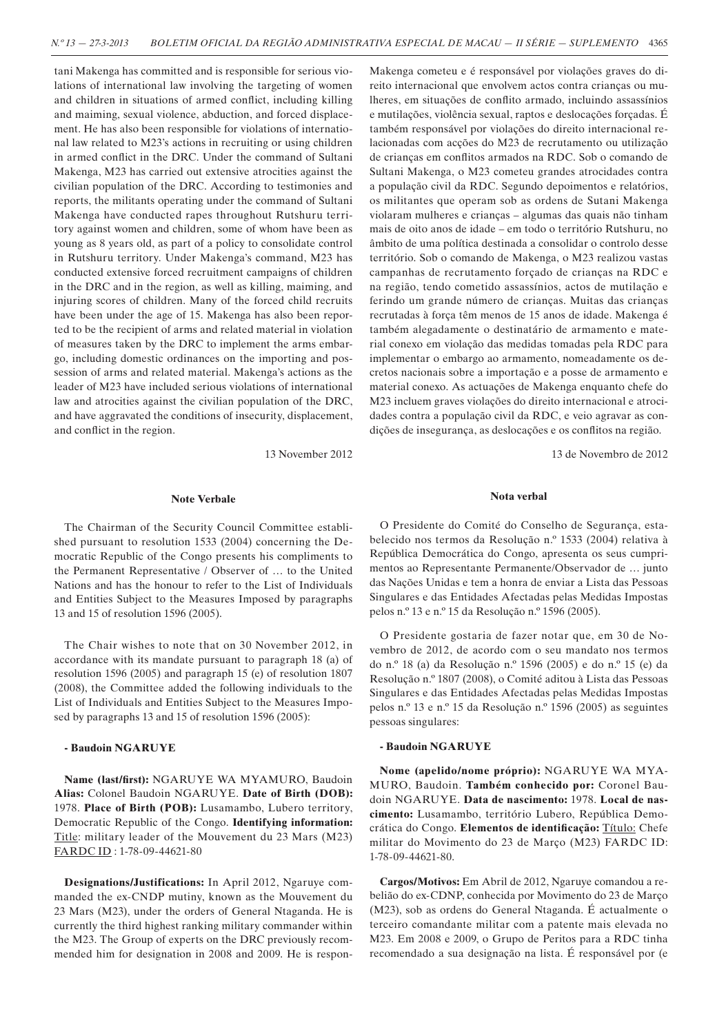tani Makenga has committed and is responsible for serious violations of international law involving the targeting of women and children in situations of armed conflict, including killing and maiming, sexual violence, abduction, and forced displacement. He has also been responsible for violations of international law related to M23's actions in recruiting or using children in armed conflict in the DRC. Under the command of Sultani Makenga, M23 has carried out extensive atrocities against the civilian population of the DRC. According to testimonies and reports, the militants operating under the command of Sultani Makenga have conducted rapes throughout Rutshuru territory against women and children, some of whom have been as young as 8 years old, as part of a policy to consolidate control in Rutshuru territory. Under Makenga's command, M23 has conducted extensive forced recruitment campaigns of children in the DRC and in the region, as well as killing, maiming, and injuring scores of children. Many of the forced child recruits have been under the age of 15. Makenga has also been reported to be the recipient of arms and related material in violation of measures taken by the DRC to implement the arms embargo, including domestic ordinances on the importing and possession of arms and related material. Makenga's actions as the leader of M23 have included serious violations of international law and atrocities against the civilian population of the DRC, and have aggravated the conditions of insecurity, displacement, and conflict in the region.

13 November 2012

### Note Verbale

The Chairman of the Security Council Committee established pursuant to resolution 1533 (2004) concerning the Democratic Republic of the Congo presents his compliments to the Permanent Representative / Observer of … to the United Nations and has the honour to refer to the List of Individuals and Entities Subject to the Measures Imposed by paragraphs 13 and 15 of resolution 1596 (2005).

The Chair wishes to note that on 30 November 2012, in accordance with its mandate pursuant to paragraph 18 (a) of resolution 1596 (2005) and paragraph 15 (e) of resolution 1807 (2008), the Committee added the following individuals to the List of Individuals and Entities Subject to the Measures Imposed by paragraphs 13 and 15 of resolution 1596 (2005):

**- Baudoin NGARUYE**

**Name (last/first):** NGARUYE WA MYAMURO, Baudoin **Alias:** Colonel Baudoin NGARUYE. **Date of Birth (DOB):** 1978. **Place of Birth (POB):** Lusamambo, Lubero territory, Democratic Republic of the Congo. **Identifying information:** Title: military leader of the Mouvement du 23 Mars (M23) FARDC ID : 1-78-09-44621-80

**Designations/Justifications:** In April 2012, Ngaruye commanded the ex-CNDP mutiny, known as the Mouvement du 23 Mars (M23), under the orders of General Ntaganda. He is currently the third highest ranking military commander within the M23. The Group of experts on the DRC previously recommended him for designation in 2008 and 2009. He is respon-

Makenga cometeu e é responsável por violações graves do direito internacional que envolvem actos contra crianças ou mulheres, em situações de conflito armado, incluindo assassínios e mutilações, violência sexual, raptos e deslocações forçadas. É também responsável por violações do direito internacional relacionadas com acções do M23 de recrutamento ou utilização de crianças em conflitos armados na RDC. Sob o comando de Sultani Makenga, o M23 cometeu grandes atrocidades contra a população civil da RDC. Segundo depoimentos e relatórios, os militantes que operam sob as ordens de Sutani Makenga violaram mulheres e crianças – algumas das quais não tinham mais de oito anos de idade – em todo o território Rutshuru, no âmbito de uma política destinada a consolidar o controlo desse território. Sob o comando de Makenga, o M23 realizou vastas campanhas de recrutamento forçado de crianças na RDC e na região, tendo cometido assassínios, actos de mutilação e ferindo um grande número de crianças. Muitas das crianças recrutadas à força têm menos de 15 anos de idade. Makenga é também alegadamente o destinatário de armamento e material conexo em violação das medidas tomadas pela RDC para implementar o embargo ao armamento, nomeadamente os decretos nacionais sobre a importação e a posse de armamento e material conexo. As actuações de Makenga enquanto chefe do M23 incluem graves violações do direito internacional e atrocidades contra a população civil da RDC, e veio agravar as condições de insegurança, as deslocações e os conflitos na região.

13 de Novembro de 2012

### Nota verbal

O Presidente do Comité do Conselho de Segurança, estabelecido nos termos da Resolução n.º 1533 (2004) relativa à República Democrática do Congo, apresenta os seus cumprimentos ao Representante Permanente/Observador de … junto das Nações Unidas e tem a honra de enviar a Lista das Pessoas Singulares e das Entidades Afectadas pelas Medidas Impostas pelos n.º 13 e n.º 15 da Resolução n.º 1596 (2005).

O Presidente gostaria de fazer notar que, em 30 de Novembro de 2012, de acordo com o seu mandato nos termos do n.º 18 (a) da Resolução n.º 1596 (2005) e do n.º 15 (e) da Resolução n.º 1807 (2008), o Comité aditou à Lista das Pessoas Singulares e das Entidades Afectadas pelas Medidas Impostas pelos n.º 13 e n.º 15 da Resolução n.º 1596 (2005) as seguintes pessoas singulares:

**- Baudoin NGARUYE**

**Nome (apelido/nome próprio):** NGARUYE WA MYAMURO, Baudoin. **Também conhecido por:** Coronel Baudoin NGARUYE. **Data de nascimento:** 1978. **Local de nascimento:** Lusamambo, território Lubero, República Democrática do Congo. **Elementos de identificação:** Título: Chefe militar do Movimento do 23 de Março (M23) FARDC ID: 1-78-09-44621-80.

**Cargos/Motivos:** Em Abril de 2012, Ngaruye comandou a rebelião do ex-CDNP, conhecida por Movimento do 23 de Março (M23), sob as ordens do General Ntaganda. É actualmente o terceiro comandante militar com a patente mais elevada no M23. Em 2008 e 2009, o Grupo de Peritos para a RDC tinha recomendado a sua designação na lista. É responsável por (e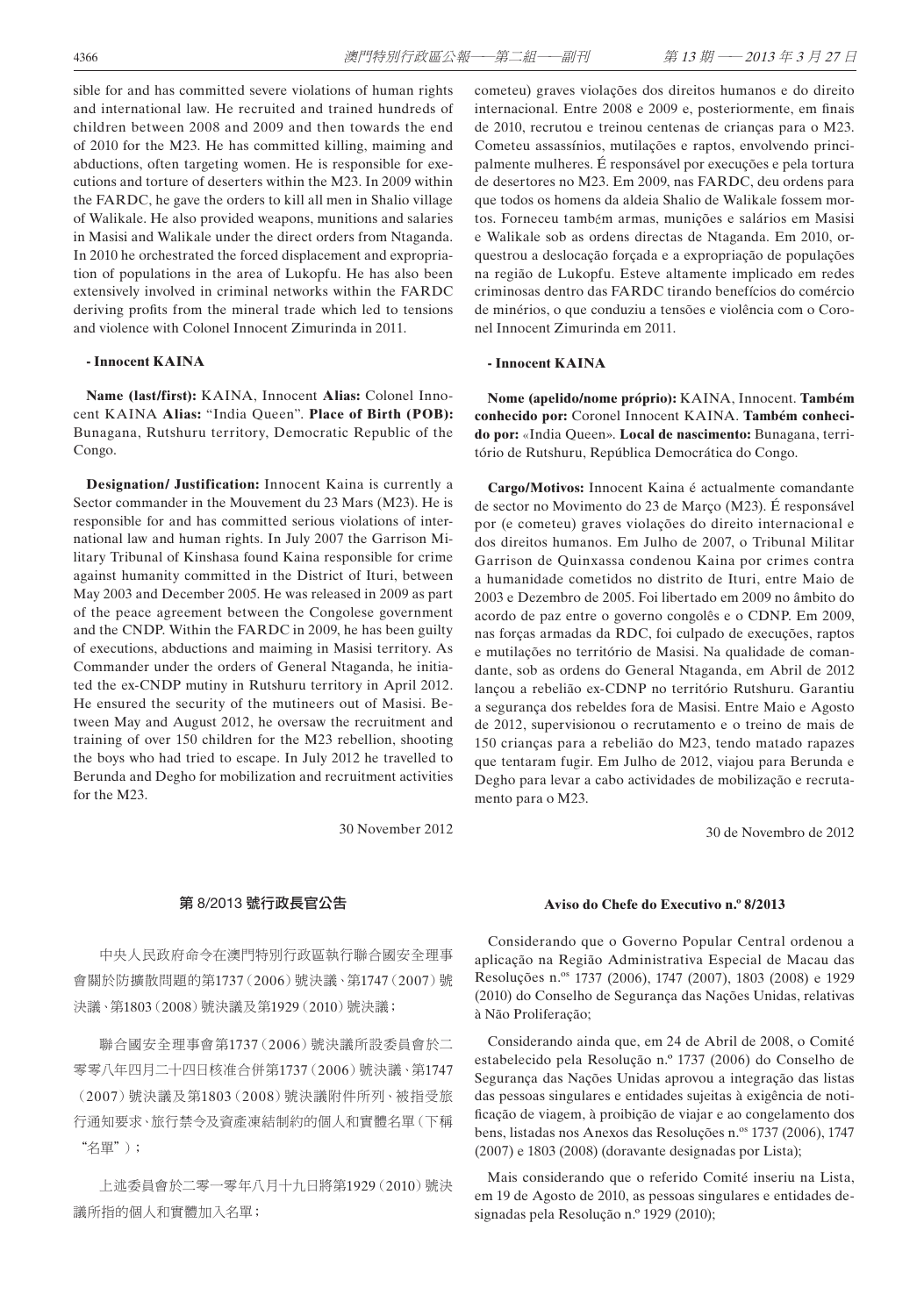sible for and has committed severe violations of human rights and international law. He recruited and trained hundreds of children between 2008 and 2009 and then towards the end of 2010 for the M23. He has committed killing, maiming and abductions, often targeting women. He is responsible for executions and torture of deserters within the M23. In 2009 within the FARDC, he gave the orders to kill all men in Shalio village of Walikale. He also provided weapons, munitions and salaries in Masisi and Walikale under the direct orders from Ntaganda. In 2010 he orchestrated the forced displacement and expropriation of populations in the area of Lukopfu. He has also been extensively involved in criminal networks within the FARDC deriving profits from the mineral trade which led to tensions and violence with Colonel Innocent Zimurinda in 2011.

**- Innocent KAINA**

**Name (last/first):** KAINA, Innocent **Alias:** Colonel Innocent KAINA **Alias:** "India Queen". **Place of Birth (POB):** Bunagana, Rutshuru territory, Democratic Republic of the Congo.

**Designation/ Justification:** Innocent Kaina is currently a Sector commander in the Mouvement du 23 Mars (M23). He is responsible for and has committed serious violations of international law and human rights. In July 2007 the Garrison Military Tribunal of Kinshasa found Kaina responsible for crime against humanity committed in the District of Ituri, between May 2003 and December 2005. He was released in 2009 as part of the peace agreement between the Congolese government and the CNDP. Within the FARDC in 2009, he has been guilty of executions, abductions and maiming in Masisi territory. As Commander under the orders of General Ntaganda, he initiated the ex-CNDP mutiny in Rutshuru territory in April 2012. He ensured the security of the mutineers out of Masisi. Between May and August 2012, he oversaw the recruitment and training of over 150 children for the M23 rebellion, shooting the boys who had tried to escape. In July 2012 he travelled to Berunda and Degho for mobilization and recruitment activities for the M23.

30 November 2012

cometeu) graves violações dos direitos humanos e do direito internacional. Entre 2008 e 2009 e, posteriormente, em finais de 2010, recrutou e treinou centenas de crianças para o M23. Cometeu assassínios, mutilações e raptos, envolvendo principalmente mulheres. É responsável por execuções e pela tortura de desertores no M23. Em 2009, nas FARDC, deu ordens para que todos os homens da aldeia Shalio de Walikale fossem mortos. Forneceu também armas, munições e salários em Masisi e Walikale sob as ordens directas de Ntaganda. Em 2010, orquestrou a deslocação forçada e a expropriação de populações na região de Lukopfu. Esteve altamente implicado em redes criminosas dentro das FARDC tirando benefícios do comércio de minérios, o que conduziu a tensões e violência com o Coronel Innocent Zimurinda em 2011.

**- Innocent KAINA**

**Nome (apelido/nome próprio):** KAINA, Innocent. **Também conhecido por:** Coronel Innocent KAINA. **Também conhecido por:** «India Queen». **Local de nascimento:** Bunagana, território de Rutshuru, República Democrática do Congo.

**Cargo/Motivos:** Innocent Kaina é actualmente comandante de sector no Movimento do 23 de Março (M23). É responsável por (e cometeu) graves violações do direito internacional e dos direitos humanos. Em Julho de 2007, o Tribunal Militar Garrison de Quinxassa condenou Kaina por crimes contra a humanidade cometidos no distrito de Ituri, entre Maio de 2003 e Dezembro de 2005. Foi libertado em 2009 no âmbito do acordo de paz entre o governo congolês e o CDNP. Em 2009, nas forças armadas da RDC, foi culpado de execuções, raptos e mutilações no território de Masisi. Na qualidade de comandante, sob as ordens do General Ntaganda, em Abril de 2012 lançou a rebelião ex-CDNP no território Rutshuru. Garantiu a segurança dos rebeldes fora de Masisi. Entre Maio e Agosto de 2012, supervisionou o recrutamento e o treino de mais de 150 crianças para a rebelião do M23, tendo matado rapazes que tentaram fugir. Em Julho de 2012, viajou para Berunda e Degho para levar a cabo actividades de mobilização e recrutamento para o M23.

30 de Novembro de 2012

## 第 8/2013 號行政長官公告

中央人民政府命令在澳門特別行政區執行聯合國安全理事會關於防擴散問題的第1737（2006）號決議、第1747（2007）號決議、第1803（2008）號決議及第1929（2010）號決議；

聯合國安全理事會第1737（2006）號決議所設委員會於二零零八年四月二十四日核准合併第1737（2006）號決議、第1747（2007）號決議及第1803（2008）號決議附件所列、被指受旅行通知要求、旅行禁令及資產凍結制約的個人和實體名單（下稱"名單"）；

上述委員會於二零一零年八月十九日將第1929（2010）號決議所指的個人和實體加入名單；

## Aviso do Chefe do Executivo n.º 8/2013

Considerando que o Governo Popular Central ordenou a aplicação na Região Administrativa Especial de Macau das Resoluções n.os 1737 (2006), 1747 (2007), 1803 (2008) e 1929 (2010) do Conselho de Segurança das Nações Unidas, relativas à Não Proliferação;

Considerando ainda que, em 24 de Abril de 2008, o Comité estabelecido pela Resolução n.º 1737 (2006) do Conselho de Segurança das Nações Unidas aprovou a integração das listas das pessoas singulares e entidades sujeitas à exigência de notificação de viagem, à proibição de viajar e ao congelamento dos bens, listadas nos Anexos das Resoluções n.os 1737 (2006), 1747 (2007) e 1803 (2008) (doravante designadas por Lista);

Mais considerando que o referido Comité inseriu na Lista, em 19 de Agosto de 2010, as pessoas singulares e entidades designadas pela Resolução n.º 1929 (2010);